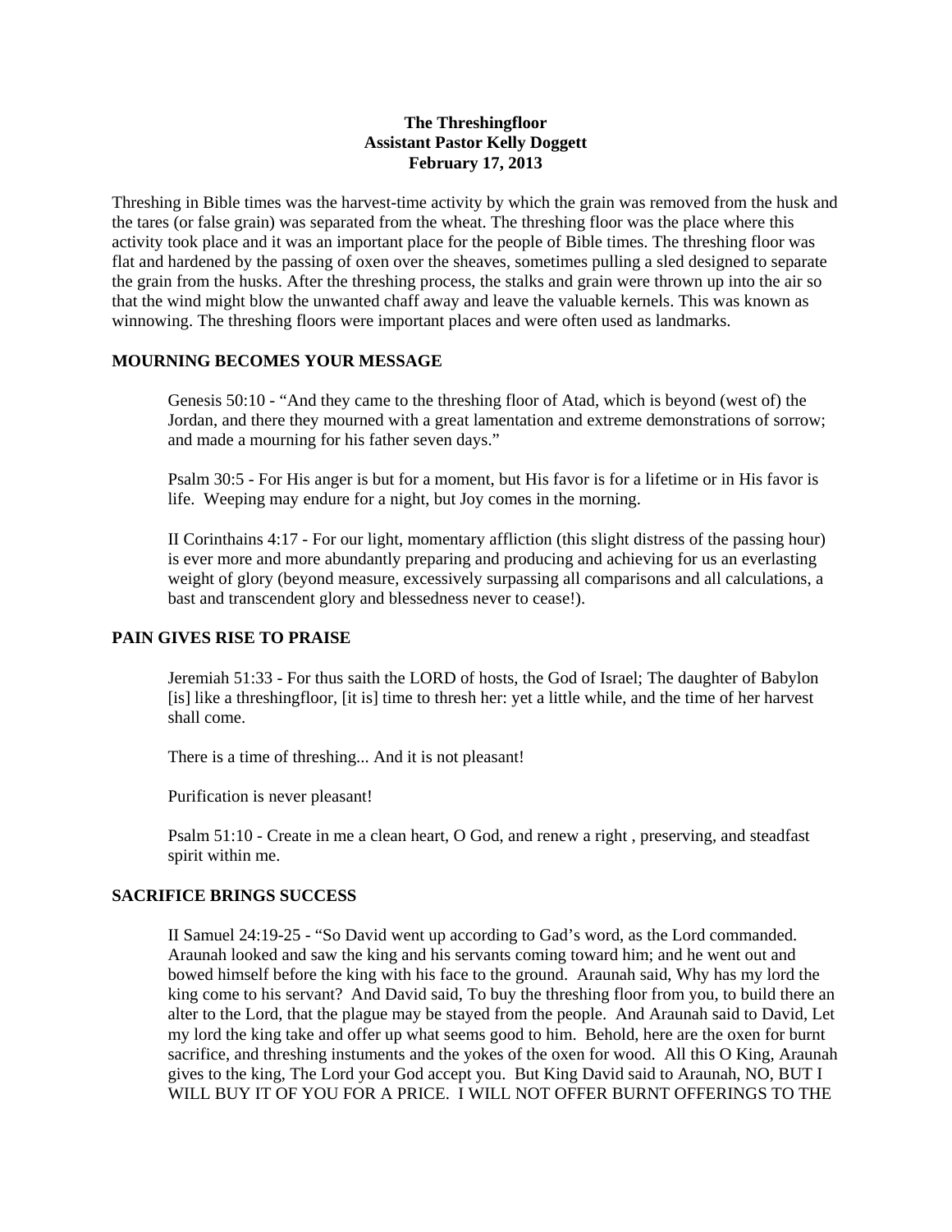**The Threshingfloor**
**Assistant Pastor Kelly Doggett**
**February 17, 2013**

Threshing in Bible times was the harvest-time activity by which the grain was removed from the husk and the tares (or false grain) was separated from the wheat. The threshing floor was the place where this activity took place and it was an important place for the people of Bible times. The threshing floor was flat and hardened by the passing of oxen over the sheaves, sometimes pulling a sled designed to separate the grain from the husks. After the threshing process, the stalks and grain were thrown up into the air so that the wind might blow the unwanted chaff away and leave the valuable kernels. This was known as winnowing. The threshing floors were important places and were often used as landmarks.

**MOURNING BECOMES YOUR MESSAGE**

> Genesis 50:10 - "And they came to the threshing floor of Atad, which is beyond (west of) the Jordan, and there they mourned with a great lamentation and extreme demonstrations of sorrow; and made a mourning for his father seven days."
>
> Psalm 30:5 - For His anger is but for a moment, but His favor is for a lifetime or in His favor is life. Weeping may endure for a night, but Joy comes in the morning.
>
> II Corinthains 4:17 - For our light, momentary affliction (this slight distress of the passing hour) is ever more and more abundantly preparing and producing and achieving for us an everlasting weight of glory (beyond measure, excessively surpassing all comparisons and all calculations, a bast and transcendent glory and blessedness never to cease!).

**PAIN GIVES RISE TO PRAISE**

> Jeremiah 51:33 - For thus saith the LORD of hosts, the God of Israel; The daughter of Babylon [is] like a threshingfloor, [it is] time to thresh her: yet a little while, and the time of her harvest shall come.
>
> There is a time of threshing... And it is not pleasant!
>
> Purification is never pleasant!
>
> Psalm 51:10 - Create in me a clean heart, O God, and renew a right , preserving, and steadfast spirit within me.

**SACRIFICE BRINGS SUCCESS**

> II Samuel 24:19-25 - "So David went up according to Gad's word, as the Lord commanded. Araunah looked and saw the king and his servants coming toward him; and he went out and bowed himself before the king with his face to the ground. Araunah said, Why has my lord the king come to his servant? And David said, To buy the threshing floor from you, to build there an alter to the Lord, that the plague may be stayed from the people. And Araunah said to David, Let my lord the king take and offer up what seems good to him. Behold, here are the oxen for burnt sacrifice, and threshing instuments and the yokes of the oxen for wood. All this O King, Araunah gives to the king, The Lord your God accept you. But King David said to Araunah, NO, BUT I WILL BUY IT OF YOU FOR A PRICE. I WILL NOT OFFER BURNT OFFERINGS TO THE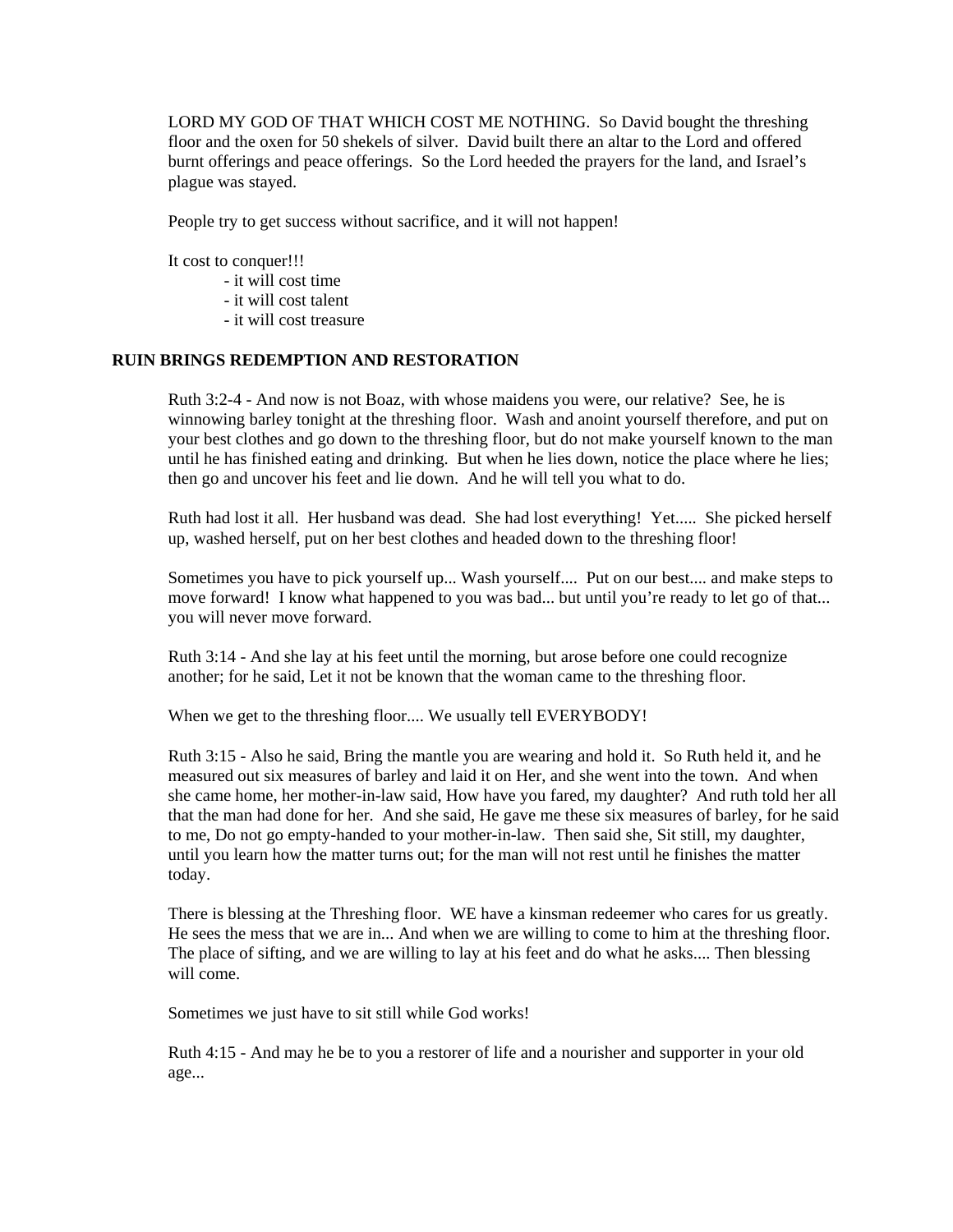LORD MY GOD OF THAT WHICH COST ME NOTHING. So David bought the threshing floor and the oxen for 50 shekels of silver. David built there an altar to the Lord and offered burnt offerings and peace offerings. So the Lord heeded the prayers for the land, and Israel's plague was stayed.

People try to get success without sacrifice, and it will not happen!

It cost to conquer!!!

- it will cost time
- it will cost talent
- it will cost treasure

**RUIN BRINGS REDEMPTION AND RESTORATION**

Ruth 3:2-4 - And now is not Boaz, with whose maidens you were, our relative? See, he is winnowing barley tonight at the threshing floor. Wash and anoint yourself therefore, and put on your best clothes and go down to the threshing floor, but do not make yourself known to the man until he has finished eating and drinking. But when he lies down, notice the place where he lies; then go and uncover his feet and lie down. And he will tell you what to do.

Ruth had lost it all. Her husband was dead. She had lost everything! Yet..... She picked herself up, washed herself, put on her best clothes and headed down to the threshing floor!

Sometimes you have to pick yourself up... Wash yourself.... Put on our best.... and make steps to move forward! I know what happened to you was bad... but until you're ready to let go of that... you will never move forward.

Ruth 3:14 - And she lay at his feet until the morning, but arose before one could recognize another; for he said, Let it not be known that the woman came to the threshing floor.

When we get to the threshing floor.... We usually tell EVERYBODY!

Ruth 3:15 - Also he said, Bring the mantle you are wearing and hold it. So Ruth held it, and he measured out six measures of barley and laid it on Her, and she went into the town. And when she came home, her mother-in-law said, How have you fared, my daughter? And ruth told her all that the man had done for her. And she said, He gave me these six measures of barley, for he said to me, Do not go empty-handed to your mother-in-law. Then said she, Sit still, my daughter, until you learn how the matter turns out; for the man will not rest until he finishes the matter today.

There is blessing at the Threshing floor. WE have a kinsman redeemer who cares for us greatly. He sees the mess that we are in... And when we are willing to come to him at the threshing floor. The place of sifting, and we are willing to lay at his feet and do what he asks.... Then blessing will come.

Sometimes we just have to sit still while God works!

Ruth 4:15 - And may he be to you a restorer of life and a nourisher and supporter in your old age...